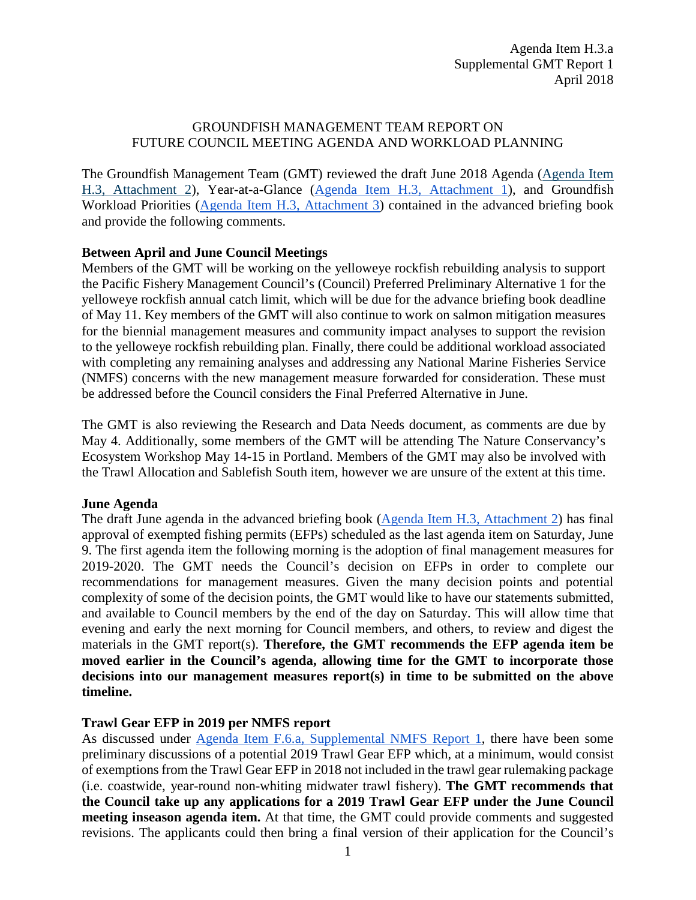Agenda Item H.3.a
Supplemental GMT Report 1
April 2018

# GROUNDFISH MANAGEMENT TEAM REPORT ON FUTURE COUNCIL MEETING AGENDA AND WORKLOAD PLANNING

The Groundfish Management Team (GMT) reviewed the draft June 2018 Agenda (Agenda Item H.3, Attachment 2), Year-at-a-Glance (Agenda Item H.3, Attachment 1), and Groundfish Workload Priorities (Agenda Item H.3, Attachment 3) contained in the advanced briefing book and provide the following comments.

**Between April and June Council Meetings**

Members of the GMT will be working on the yelloweye rockfish rebuilding analysis to support the Pacific Fishery Management Council's (Council) Preferred Preliminary Alternative 1 for the yelloweye rockfish annual catch limit, which will be due for the advance briefing book deadline of May 11. Key members of the GMT will also continue to work on salmon mitigation measures for the biennial management measures and community impact analyses to support the revision to the yelloweye rockfish rebuilding plan. Finally, there could be additional workload associated with completing any remaining analyses and addressing any National Marine Fisheries Service (NMFS) concerns with the new management measure forwarded for consideration. These must be addressed before the Council considers the Final Preferred Alternative in June.

The GMT is also reviewing the Research and Data Needs document, as comments are due by May 4. Additionally, some members of the GMT will be attending The Nature Conservancy's Ecosystem Workshop May 14-15 in Portland. Members of the GMT may also be involved with the Trawl Allocation and Sablefish South item, however we are unsure of the extent at this time.

**June Agenda**

The draft June agenda in the advanced briefing book (Agenda Item H.3, Attachment 2) has final approval of exempted fishing permits (EFPs) scheduled as the last agenda item on Saturday, June 9. The first agenda item the following morning is the adoption of final management measures for 2019-2020. The GMT needs the Council's decision on EFPs in order to complete our recommendations for management measures. Given the many decision points and potential complexity of some of the decision points, the GMT would like to have our statements submitted, and available to Council members by the end of the day on Saturday. This will allow time that evening and early the next morning for Council members, and others, to review and digest the materials in the GMT report(s). **Therefore, the GMT recommends the EFP agenda item be moved earlier in the Council's agenda, allowing time for the GMT to incorporate those decisions into our management measures report(s) in time to be submitted on the above timeline.**

**Trawl Gear EFP in 2019 per NMFS report**

As discussed under Agenda Item F.6.a, Supplemental NMFS Report 1, there have been some preliminary discussions of a potential 2019 Trawl Gear EFP which, at a minimum, would consist of exemptions from the Trawl Gear EFP in 2018 not included in the trawl gear rulemaking package (i.e. coastwide, year-round non-whiting midwater trawl fishery). **The GMT recommends that the Council take up any applications for a 2019 Trawl Gear EFP under the June Council meeting inseason agenda item.** At that time, the GMT could provide comments and suggested revisions. The applicants could then bring a final version of their application for the Council's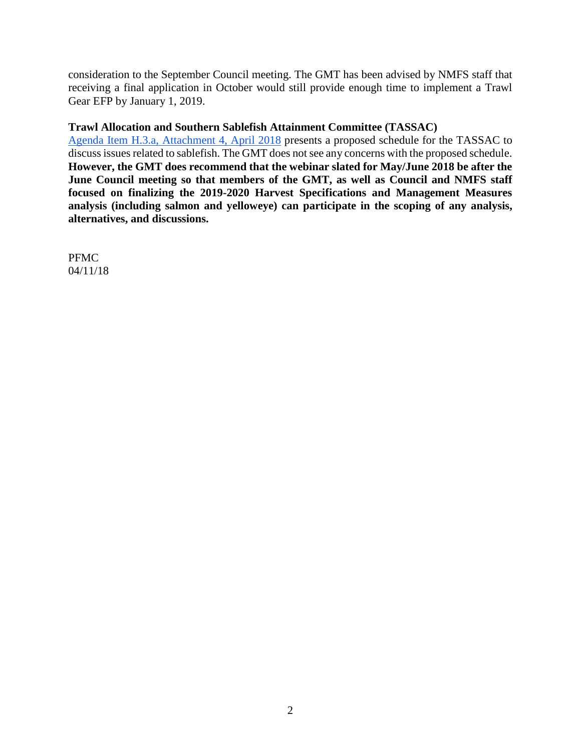consideration to the September Council meeting. The GMT has been advised by NMFS staff that receiving a final application in October would still provide enough time to implement a Trawl Gear EFP by January 1, 2019.

**Trawl Allocation and Southern Sablefish Attainment Committee (TASSAC)**

Agenda Item H.3.a, Attachment 4, April 2018 presents a proposed schedule for the TASSAC to discuss issues related to sablefish. The GMT does not see any concerns with the proposed schedule. **However, the GMT does recommend that the webinar slated for May/June 2018 be after the June Council meeting so that members of the GMT, as well as Council and NMFS staff focused on finalizing the 2019-2020 Harvest Specifications and Management Measures analysis (including salmon and yelloweye) can participate in the scoping of any analysis, alternatives, and discussions.**

PFMC
04/11/18